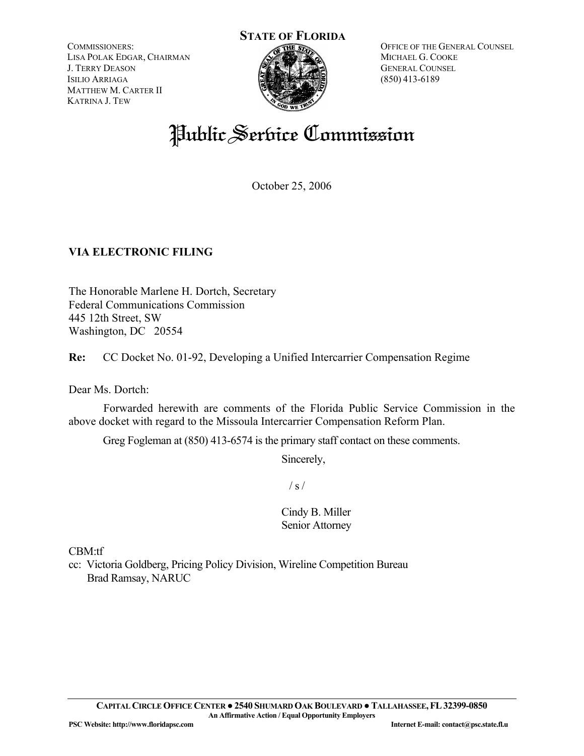**STATE OF FLORIDA**

COMMISSIONERS:
LISA POLAK EDGAR, CHAIRMAN
J. TERRY DEASON
ISILIO ARRIAGA
MATTHEW M. CARTER II
KATRINA J. TEW

OFFICE OF THE GENERAL COUNSEL
MICHAEL G. COOKE
GENERAL COUNSEL
(850) 413-6189

# Public Service Commission

October 25, 2006

**VIA ELECTRONIC FILING**

The Honorable Marlene H. Dortch, Secretary
Federal Communications Commission
445 12th Street, SW
Washington, DC 20554

**Re:** CC Docket No. 01-92, Developing a Unified Intercarrier Compensation Regime

Dear Ms. Dortch:

Forwarded herewith are comments of the Florida Public Service Commission in the above docket with regard to the Missoula Intercarrier Compensation Reform Plan.

Greg Fogleman at (850) 413-6574 is the primary staff contact on these comments.

Sincerely,

/ s /

Cindy B. Miller
Senior Attorney

CBM:tf

cc: Victoria Goldberg, Pricing Policy Division, Wireline Competition Bureau
Brad Ramsay, NARUC

**CAPITAL CIRCLE OFFICE CENTER ● 2540 SHUMARD OAK BOULEVARD ● TALLAHASSEE, FL 32399-0850**
**An Affirmative Action / Equal Opportunity Employers**
**PSC Website: http://www.floridapsc.com** **Internet E-mail: contact@psc.state.fl.u**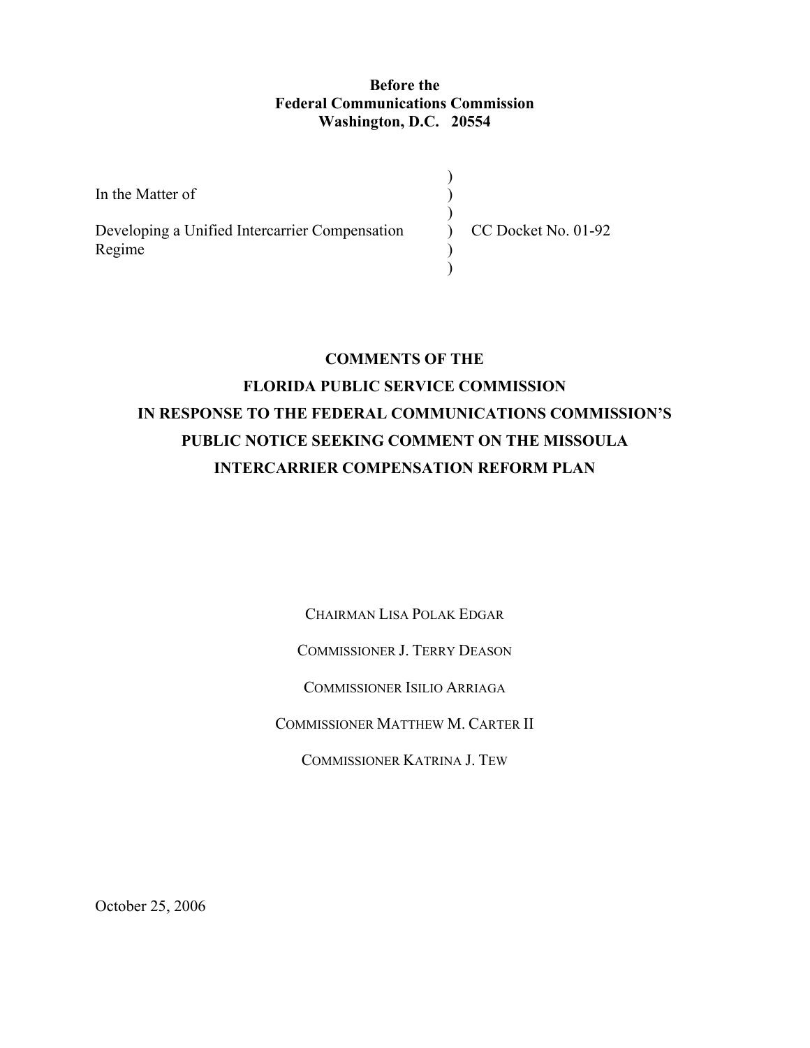**Before the**
**Federal Communications Commission**
**Washington, D.C. 20554**

| | | |
|---|---|---|
| In the Matter of | ) | |
| | ) | |
| Developing a Unified Intercarrier Compensation Regime | ) | CC Docket No. 01-92 |
| | ) | |

**COMMENTS OF THE**
**FLORIDA PUBLIC SERVICE COMMISSION**
**IN RESPONSE TO THE FEDERAL COMMUNICATIONS COMMISSION'S**
**PUBLIC NOTICE SEEKING COMMENT ON THE MISSOULA**
**INTERCARRIER COMPENSATION REFORM PLAN**

CHAIRMAN LISA POLAK EDGAR

COMMISSIONER J. TERRY DEASON

COMMISSIONER ISILIO ARRIAGA

COMMISSIONER MATTHEW M. CARTER II

COMMISSIONER KATRINA J. TEW

October 25, 2006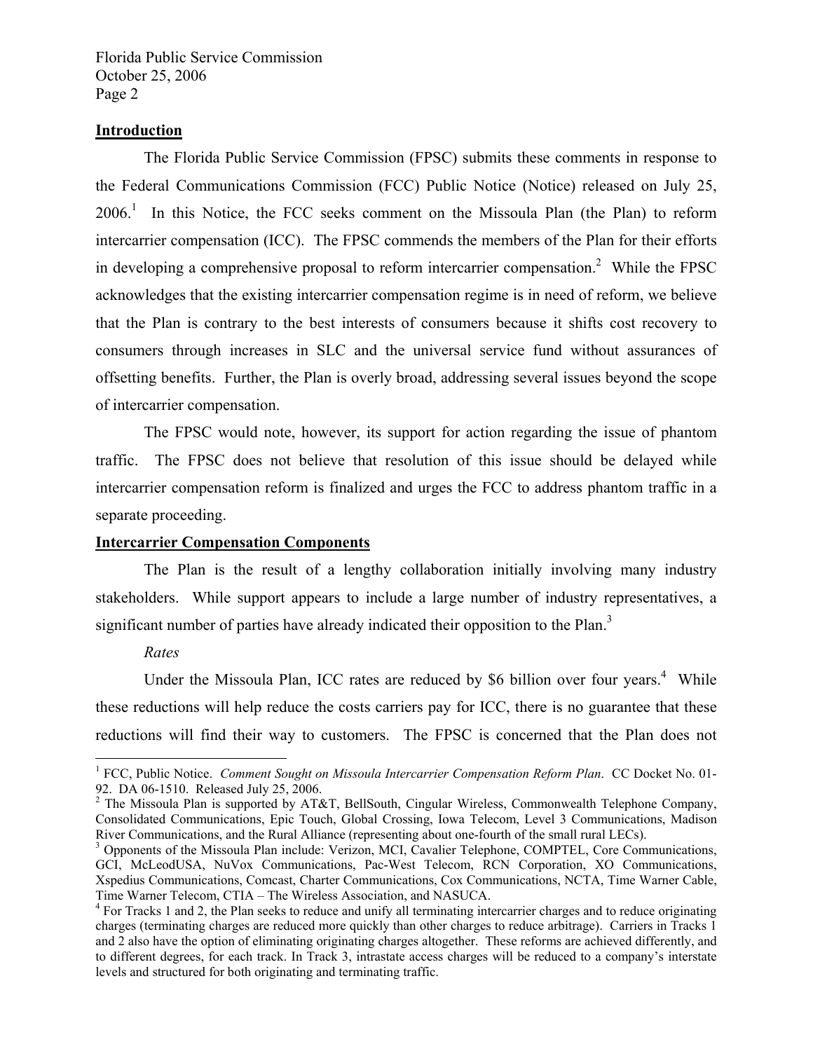## Introduction

The Florida Public Service Commission (FPSC) submits these comments in response to the Federal Communications Commission (FCC) Public Notice (Notice) released on July 25, 2006.[1] In this Notice, the FCC seeks comment on the Missoula Plan (the Plan) to reform intercarrier compensation (ICC). The FPSC commends the members of the Plan for their efforts in developing a comprehensive proposal to reform intercarrier compensation.[2] While the FPSC acknowledges that the existing intercarrier compensation regime is in need of reform, we believe that the Plan is contrary to the best interests of consumers because it shifts cost recovery to consumers through increases in SLC and the universal service fund without assurances of offsetting benefits. Further, the Plan is overly broad, addressing several issues beyond the scope of intercarrier compensation.

The FPSC would note, however, its support for action regarding the issue of phantom traffic. The FPSC does not believe that resolution of this issue should be delayed while intercarrier compensation reform is finalized and urges the FCC to address phantom traffic in a separate proceeding.

## Intercarrier Compensation Components

The Plan is the result of a lengthy collaboration initially involving many industry stakeholders. While support appears to include a large number of industry representatives, a significant number of parties have already indicated their opposition to the Plan.[3]

*Rates*

Under the Missoula Plan, ICC rates are reduced by $6 billion over four years.[4] While these reductions will help reduce the costs carriers pay for ICC, there is no guarantee that these reductions will find their way to customers. The FPSC is concerned that the Plan does not

---

[1] FCC, Public Notice. *Comment Sought on Missoula Intercarrier Compensation Reform Plan*. CC Docket No. 01-92. DA 06-1510. Released July 25, 2006.

[2] The Missoula Plan is supported by AT&T, BellSouth, Cingular Wireless, Commonwealth Telephone Company, Consolidated Communications, Epic Touch, Global Crossing, Iowa Telecom, Level 3 Communications, Madison River Communications, and the Rural Alliance (representing about one-fourth of the small rural LECs).

[3] Opponents of the Missoula Plan include: Verizon, MCI, Cavalier Telephone, COMPTEL, Core Communications, GCI, McLeodUSA, NuVox Communications, Pac-West Telecom, RCN Corporation, XO Communications, Xspedius Communications, Comcast, Charter Communications, Cox Communications, NCTA, Time Warner Cable, Time Warner Telecom, CTIA – The Wireless Association, and NASUCA.

[4] For Tracks 1 and 2, the Plan seeks to reduce and unify all terminating intercarrier charges and to reduce originating charges (terminating charges are reduced more quickly than other charges to reduce arbitrage). Carriers in Tracks 1 and 2 also have the option of eliminating originating charges altogether. These reforms are achieved differently, and to different degrees, for each track. In Track 3, intrastate access charges will be reduced to a company's interstate levels and structured for both originating and terminating traffic.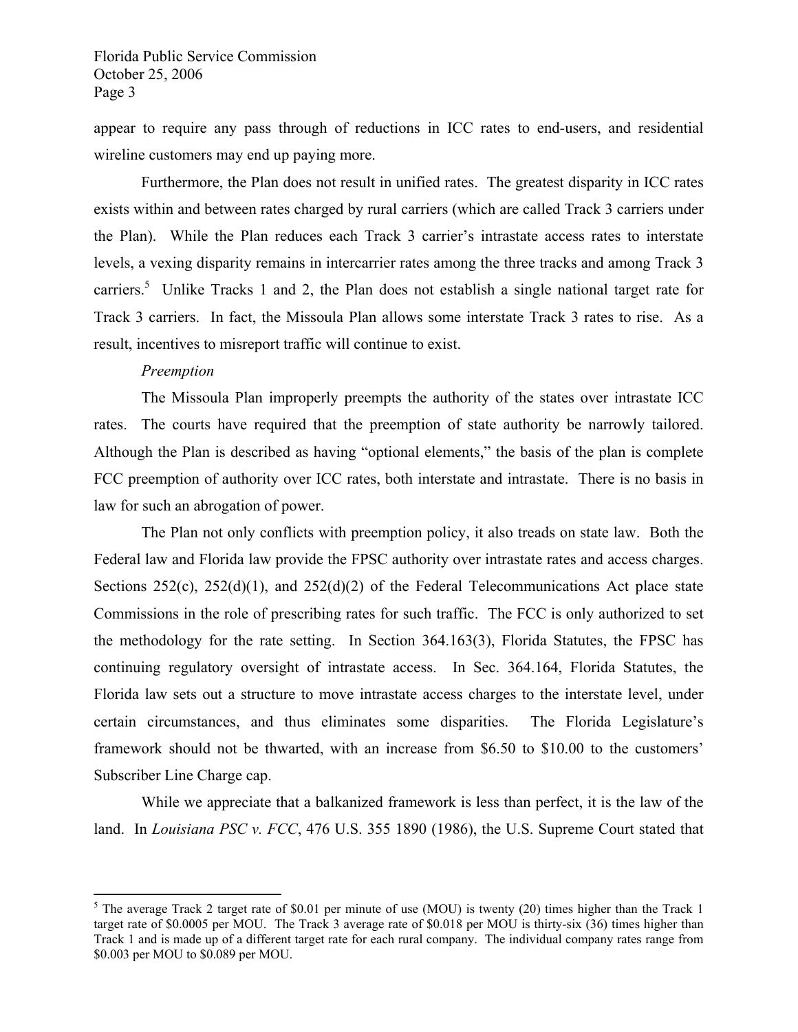appear to require any pass through of reductions in ICC rates to end-users, and residential wireline customers may end up paying more.

Furthermore, the Plan does not result in unified rates. The greatest disparity in ICC rates exists within and between rates charged by rural carriers (which are called Track 3 carriers under the Plan). While the Plan reduces each Track 3 carrier's intrastate access rates to interstate levels, a vexing disparity remains in intercarrier rates among the three tracks and among Track 3 carriers.[5] Unlike Tracks 1 and 2, the Plan does not establish a single national target rate for Track 3 carriers. In fact, the Missoula Plan allows some interstate Track 3 rates to rise. As a result, incentives to misreport traffic will continue to exist.

*Preemption*

The Missoula Plan improperly preempts the authority of the states over intrastate ICC rates. The courts have required that the preemption of state authority be narrowly tailored. Although the Plan is described as having "optional elements," the basis of the plan is complete FCC preemption of authority over ICC rates, both interstate and intrastate. There is no basis in law for such an abrogation of power.

The Plan not only conflicts with preemption policy, it also treads on state law. Both the Federal law and Florida law provide the FPSC authority over intrastate rates and access charges. Sections 252(c), 252(d)(1), and 252(d)(2) of the Federal Telecommunications Act place state Commissions in the role of prescribing rates for such traffic. The FCC is only authorized to set the methodology for the rate setting. In Section 364.163(3), Florida Statutes, the FPSC has continuing regulatory oversight of intrastate access. In Sec. 364.164, Florida Statutes, the Florida law sets out a structure to move intrastate access charges to the interstate level, under certain circumstances, and thus eliminates some disparities. The Florida Legislature's framework should not be thwarted, with an increase from $6.50 to $10.00 to the customers' Subscriber Line Charge cap.

While we appreciate that a balkanized framework is less than perfect, it is the law of the land. In *Louisiana PSC v. FCC*, 476 U.S. 355 1890 (1986), the U.S. Supreme Court stated that

---

[5] The average Track 2 target rate of $0.01 per minute of use (MOU) is twenty (20) times higher than the Track 1 target rate of $0.0005 per MOU. The Track 3 average rate of $0.018 per MOU is thirty-six (36) times higher than Track 1 and is made up of a different target rate for each rural company. The individual company rates range from $0.003 per MOU to $0.089 per MOU.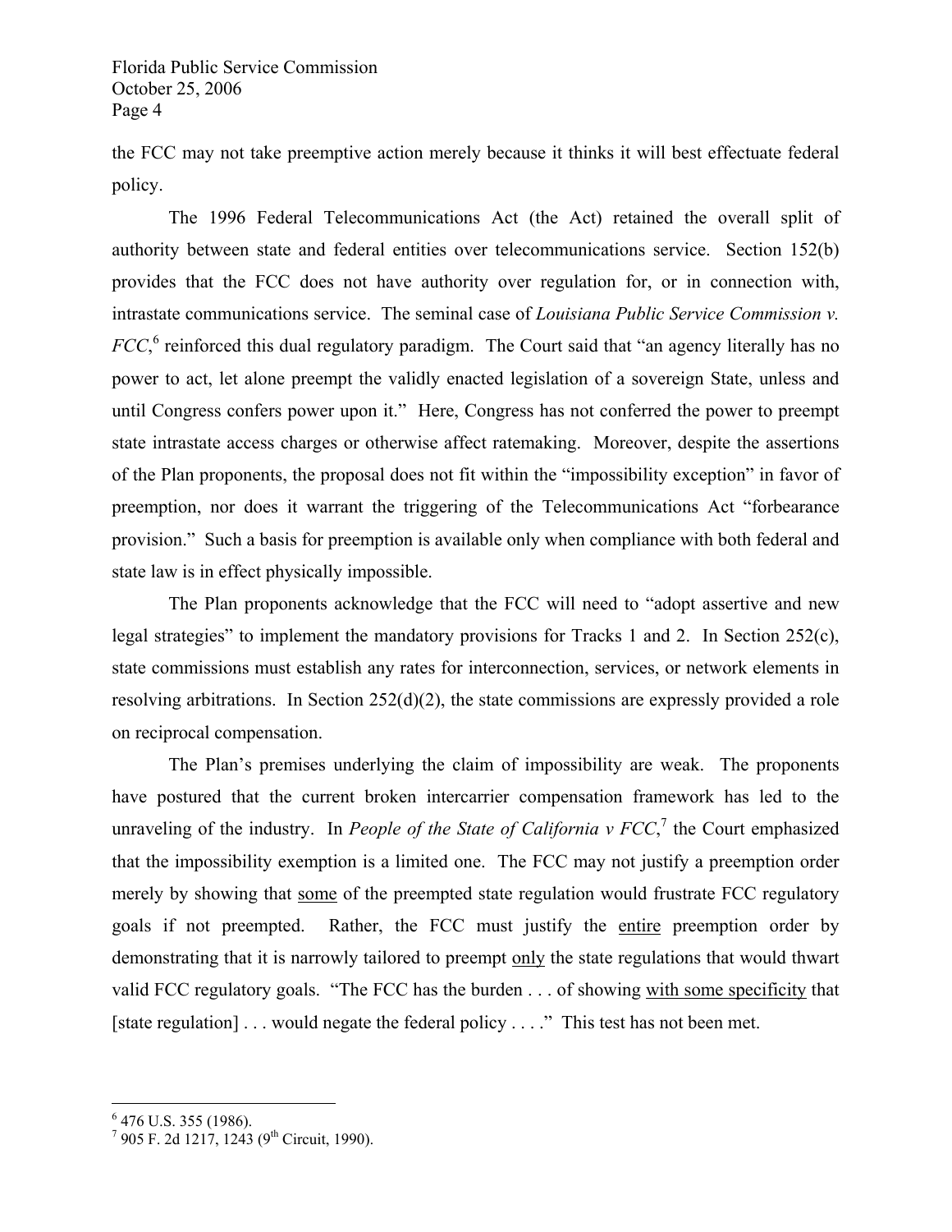the FCC may not take preemptive action merely because it thinks it will best effectuate federal policy.

The 1996 Federal Telecommunications Act (the Act) retained the overall split of authority between state and federal entities over telecommunications service. Section 152(b) provides that the FCC does not have authority over regulation for, or in connection with, intrastate communications service. The seminal case of *Louisiana Public Service Commission v. FCC*,[6] reinforced this dual regulatory paradigm. The Court said that "an agency literally has no power to act, let alone preempt the validly enacted legislation of a sovereign State, unless and until Congress confers power upon it." Here, Congress has not conferred the power to preempt state intrastate access charges or otherwise affect ratemaking. Moreover, despite the assertions of the Plan proponents, the proposal does not fit within the "impossibility exception" in favor of preemption, nor does it warrant the triggering of the Telecommunications Act "forbearance provision." Such a basis for preemption is available only when compliance with both federal and state law is in effect physically impossible.

The Plan proponents acknowledge that the FCC will need to "adopt assertive and new legal strategies" to implement the mandatory provisions for Tracks 1 and 2. In Section 252(c), state commissions must establish any rates for interconnection, services, or network elements in resolving arbitrations. In Section 252(d)(2), the state commissions are expressly provided a role on reciprocal compensation.

The Plan's premises underlying the claim of impossibility are weak. The proponents have postured that the current broken intercarrier compensation framework has led to the unraveling of the industry. In *People of the State of California v FCC*,[7] the Court emphasized that the impossibility exemption is a limited one. The FCC may not justify a preemption order merely by showing that <u>some</u> of the preempted state regulation would frustrate FCC regulatory goals if not preempted. Rather, the FCC must justify the <u>entire</u> preemption order by demonstrating that it is narrowly tailored to preempt <u>only</u> the state regulations that would thwart valid FCC regulatory goals. "The FCC has the burden . . . of showing <u>with some specificity</u> that [state regulation] . . . would negate the federal policy . . . ." This test has not been met.

---

[6] 476 U.S. 355 (1986).

[7] 905 F. 2d 1217, 1243 (9th Circuit, 1990).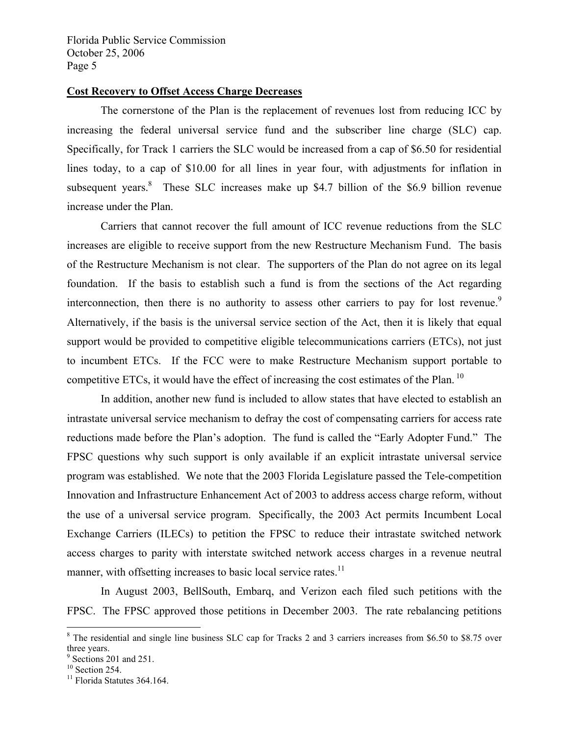**Cost Recovery to Offset Access Charge Decreases**

The cornerstone of the Plan is the replacement of revenues lost from reducing ICC by increasing the federal universal service fund and the subscriber line charge (SLC) cap. Specifically, for Track 1 carriers the SLC would be increased from a cap of $6.50 for residential lines today, to a cap of $10.00 for all lines in year four, with adjustments for inflation in subsequent years.[8] These SLC increases make up $4.7 billion of the $6.9 billion revenue increase under the Plan.

Carriers that cannot recover the full amount of ICC revenue reductions from the SLC increases are eligible to receive support from the new Restructure Mechanism Fund. The basis of the Restructure Mechanism is not clear. The supporters of the Plan do not agree on its legal foundation. If the basis to establish such a fund is from the sections of the Act regarding interconnection, then there is no authority to assess other carriers to pay for lost revenue.[9] Alternatively, if the basis is the universal service section of the Act, then it is likely that equal support would be provided to competitive eligible telecommunications carriers (ETCs), not just to incumbent ETCs. If the FCC were to make Restructure Mechanism support portable to competitive ETCs, it would have the effect of increasing the cost estimates of the Plan.[10]

In addition, another new fund is included to allow states that have elected to establish an intrastate universal service mechanism to defray the cost of compensating carriers for access rate reductions made before the Plan's adoption. The fund is called the "Early Adopter Fund." The FPSC questions why such support is only available if an explicit intrastate universal service program was established. We note that the 2003 Florida Legislature passed the Tele-competition Innovation and Infrastructure Enhancement Act of 2003 to address access charge reform, without the use of a universal service program. Specifically, the 2003 Act permits Incumbent Local Exchange Carriers (ILECs) to petition the FPSC to reduce their intrastate switched network access charges to parity with interstate switched network access charges in a revenue neutral manner, with offsetting increases to basic local service rates.[11]

In August 2003, BellSouth, Embarq, and Verizon each filed such petitions with the FPSC. The FPSC approved those petitions in December 2003. The rate rebalancing petitions

---

[8] The residential and single line business SLC cap for Tracks 2 and 3 carriers increases from $6.50 to $8.75 over three years.

[9] Sections 201 and 251.

[10] Section 254.

[11] Florida Statutes 364.164.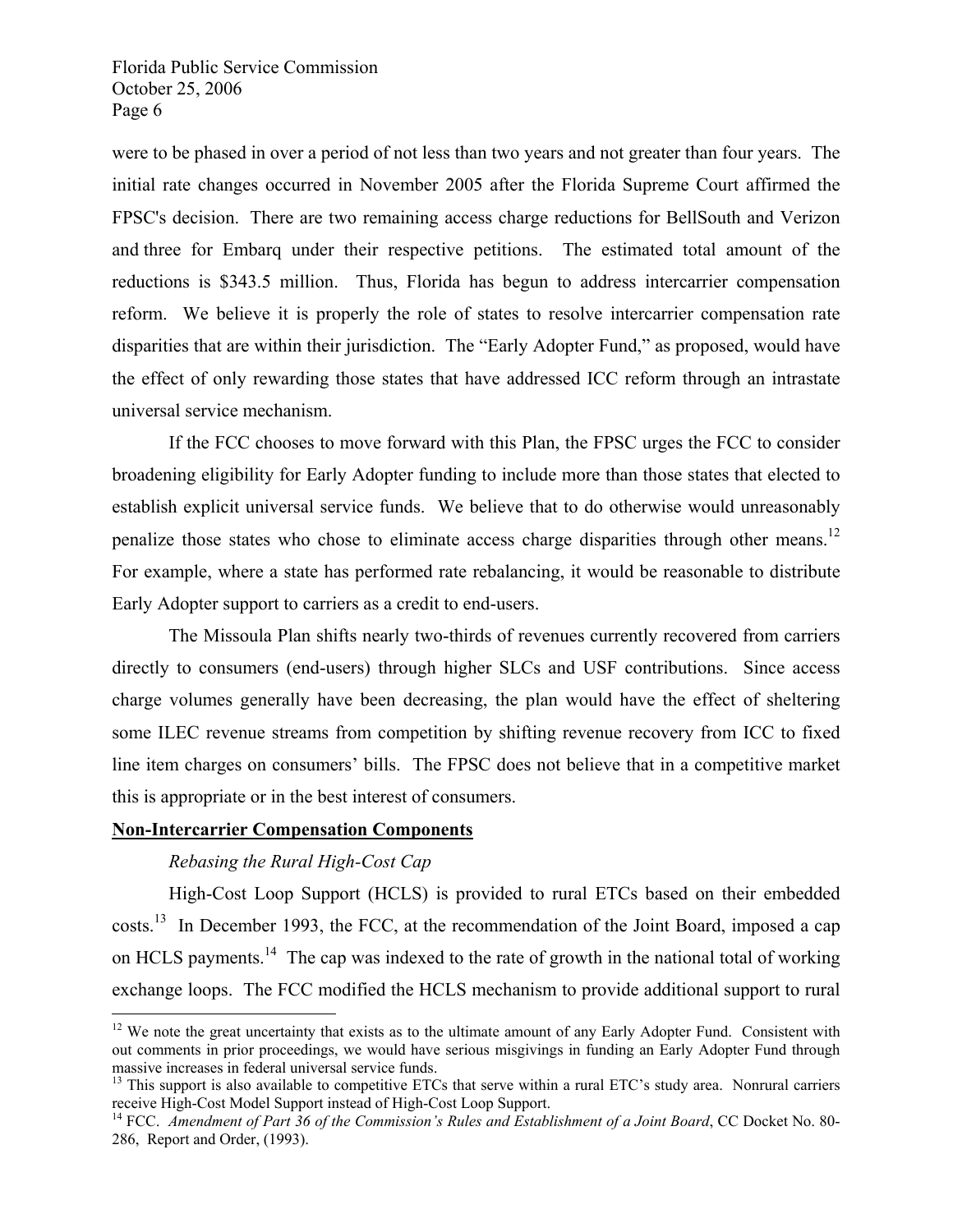were to be phased in over a period of not less than two years and not greater than four years. The initial rate changes occurred in November 2005 after the Florida Supreme Court affirmed the FPSC's decision. There are two remaining access charge reductions for BellSouth and Verizon and three for Embarq under their respective petitions. The estimated total amount of the reductions is $343.5 million. Thus, Florida has begun to address intercarrier compensation reform. We believe it is properly the role of states to resolve intercarrier compensation rate disparities that are within their jurisdiction. The "Early Adopter Fund," as proposed, would have the effect of only rewarding those states that have addressed ICC reform through an intrastate universal service mechanism.

If the FCC chooses to move forward with this Plan, the FPSC urges the FCC to consider broadening eligibility for Early Adopter funding to include more than those states that elected to establish explicit universal service funds. We believe that to do otherwise would unreasonably penalize those states who chose to eliminate access charge disparities through other means.[12] For example, where a state has performed rate rebalancing, it would be reasonable to distribute Early Adopter support to carriers as a credit to end-users.

The Missoula Plan shifts nearly two-thirds of revenues currently recovered from carriers directly to consumers (end-users) through higher SLCs and USF contributions. Since access charge volumes generally have been decreasing, the plan would have the effect of sheltering some ILEC revenue streams from competition by shifting revenue recovery from ICC to fixed line item charges on consumers' bills. The FPSC does not believe that in a competitive market this is appropriate or in the best interest of consumers.

**<u>Non-Intercarrier Compensation Components</u>**

*Rebasing the Rural High-Cost Cap*

High-Cost Loop Support (HCLS) is provided to rural ETCs based on their embedded costs.[13] In December 1993, the FCC, at the recommendation of the Joint Board, imposed a cap on HCLS payments.[14] The cap was indexed to the rate of growth in the national total of working exchange loops. The FCC modified the HCLS mechanism to provide additional support to rural

---

[12] We note the great uncertainty that exists as to the ultimate amount of any Early Adopter Fund. Consistent with out comments in prior proceedings, we would have serious misgivings in funding an Early Adopter Fund through massive increases in federal universal service funds.

[13] This support is also available to competitive ETCs that serve within a rural ETC's study area. Nonrural carriers receive High-Cost Model Support instead of High-Cost Loop Support.

[14] FCC. *Amendment of Part 36 of the Commission's Rules and Establishment of a Joint Board*, CC Docket No. 80-286, Report and Order, (1993).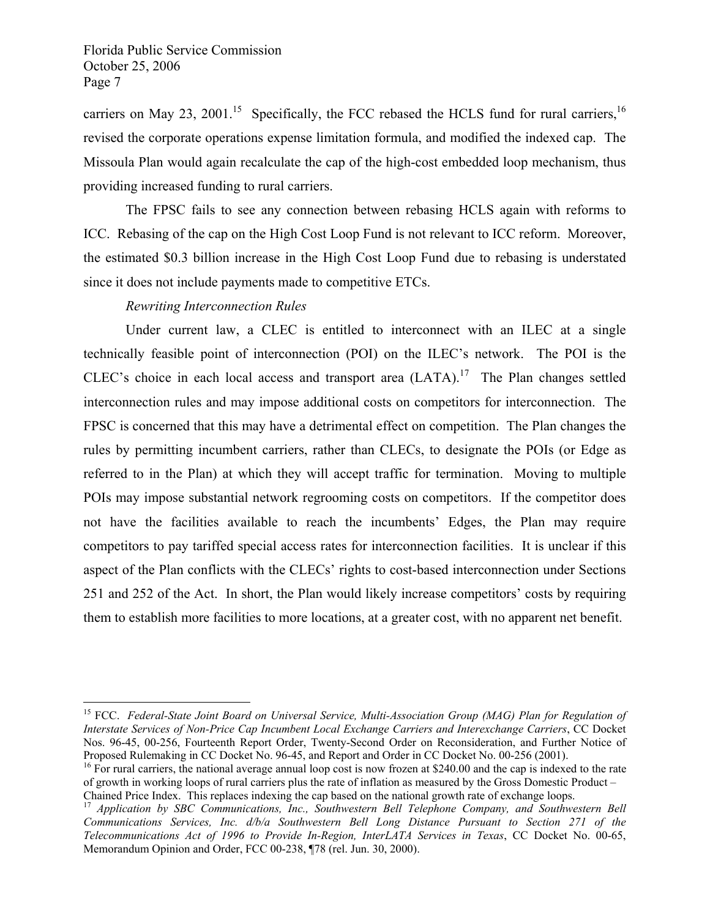carriers on May 23, 2001.[15] Specifically, the FCC rebased the HCLS fund for rural carriers,[16] revised the corporate operations expense limitation formula, and modified the indexed cap. The Missoula Plan would again recalculate the cap of the high-cost embedded loop mechanism, thus providing increased funding to rural carriers.

The FPSC fails to see any connection between rebasing HCLS again with reforms to ICC. Rebasing of the cap on the High Cost Loop Fund is not relevant to ICC reform. Moreover, the estimated $0.3 billion increase in the High Cost Loop Fund due to rebasing is understated since it does not include payments made to competitive ETCs.

*Rewriting Interconnection Rules*

Under current law, a CLEC is entitled to interconnect with an ILEC at a single technically feasible point of interconnection (POI) on the ILEC's network. The POI is the CLEC's choice in each local access and transport area (LATA).[17] The Plan changes settled interconnection rules and may impose additional costs on competitors for interconnection. The FPSC is concerned that this may have a detrimental effect on competition. The Plan changes the rules by permitting incumbent carriers, rather than CLECs, to designate the POIs (or Edge as referred to in the Plan) at which they will accept traffic for termination. Moving to multiple POIs may impose substantial network regrooming costs on competitors. If the competitor does not have the facilities available to reach the incumbents' Edges, the Plan may require competitors to pay tariffed special access rates for interconnection facilities. It is unclear if this aspect of the Plan conflicts with the CLECs' rights to cost-based interconnection under Sections 251 and 252 of the Act. In short, the Plan would likely increase competitors' costs by requiring them to establish more facilities to more locations, at a greater cost, with no apparent net benefit.

---

[15] FCC. *Federal-State Joint Board on Universal Service, Multi-Association Group (MAG) Plan for Regulation of Interstate Services of Non-Price Cap Incumbent Local Exchange Carriers and Interexchange Carriers*, CC Docket Nos. 96-45, 00-256, Fourteenth Report Order, Twenty-Second Order on Reconsideration, and Further Notice of Proposed Rulemaking in CC Docket No. 96-45, and Report and Order in CC Docket No. 00-256 (2001).

[16] For rural carriers, the national average annual loop cost is now frozen at $240.00 and the cap is indexed to the rate of growth in working loops of rural carriers plus the rate of inflation as measured by the Gross Domestic Product – Chained Price Index. This replaces indexing the cap based on the national growth rate of exchange loops.

[17] *Application by SBC Communications, Inc., Southwestern Bell Telephone Company, and Southwestern Bell Communications Services, Inc. d/b/a Southwestern Bell Long Distance Pursuant to Section 271 of the Telecommunications Act of 1996 to Provide In-Region, InterLATA Services in Texas*, CC Docket No. 00-65, Memorandum Opinion and Order, FCC 00-238, ¶78 (rel. Jun. 30, 2000).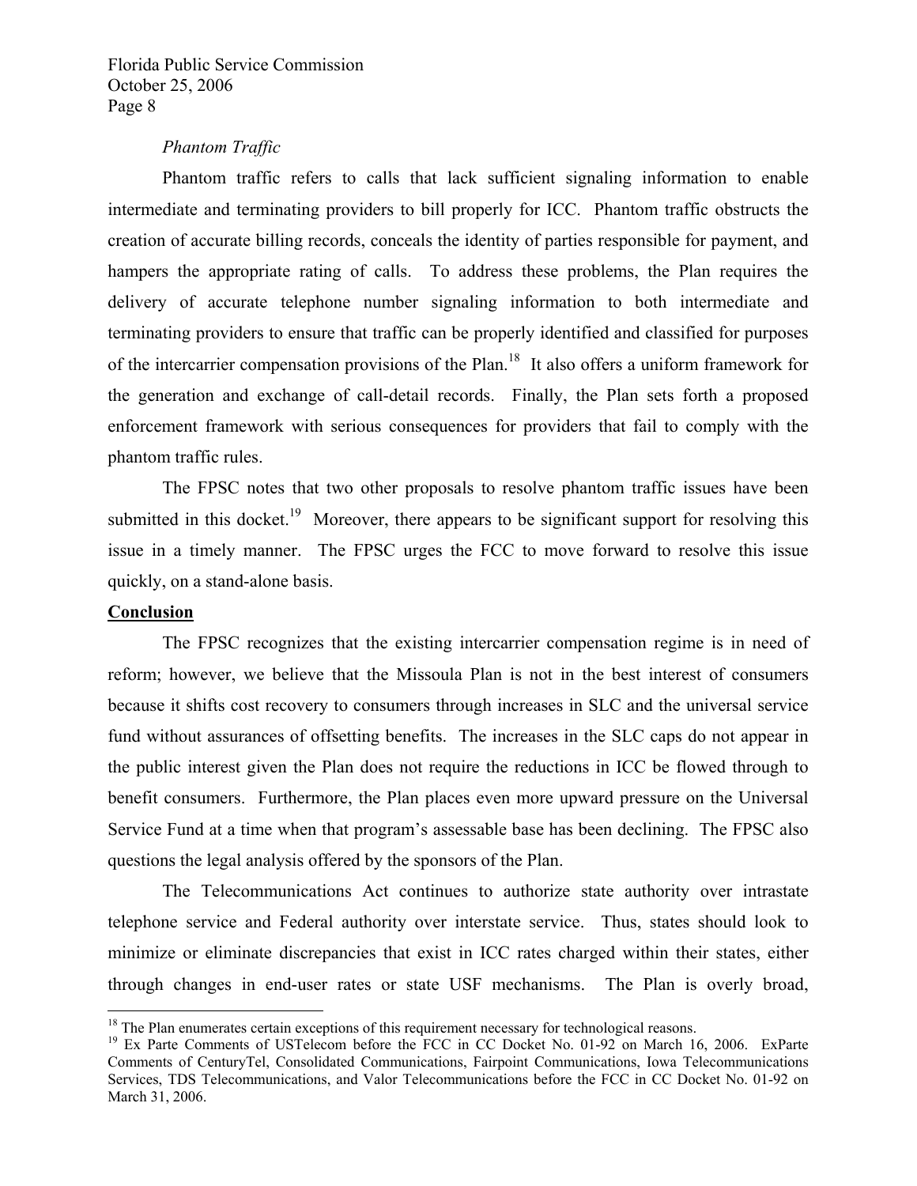*Phantom Traffic*

Phantom traffic refers to calls that lack sufficient signaling information to enable intermediate and terminating providers to bill properly for ICC. Phantom traffic obstructs the creation of accurate billing records, conceals the identity of parties responsible for payment, and hampers the appropriate rating of calls. To address these problems, the Plan requires the delivery of accurate telephone number signaling information to both intermediate and terminating providers to ensure that traffic can be properly identified and classified for purposes of the intercarrier compensation provisions of the Plan.[18] It also offers a uniform framework for the generation and exchange of call-detail records. Finally, the Plan sets forth a proposed enforcement framework with serious consequences for providers that fail to comply with the phantom traffic rules.

The FPSC notes that two other proposals to resolve phantom traffic issues have been submitted in this docket.[19] Moreover, there appears to be significant support for resolving this issue in a timely manner. The FPSC urges the FCC to move forward to resolve this issue quickly, on a stand-alone basis.

**Conclusion**

The FPSC recognizes that the existing intercarrier compensation regime is in need of reform; however, we believe that the Missoula Plan is not in the best interest of consumers because it shifts cost recovery to consumers through increases in SLC and the universal service fund without assurances of offsetting benefits. The increases in the SLC caps do not appear in the public interest given the Plan does not require the reductions in ICC be flowed through to benefit consumers. Furthermore, the Plan places even more upward pressure on the Universal Service Fund at a time when that program's assessable base has been declining. The FPSC also questions the legal analysis offered by the sponsors of the Plan.

The Telecommunications Act continues to authorize state authority over intrastate telephone service and Federal authority over interstate service. Thus, states should look to minimize or eliminate discrepancies that exist in ICC rates charged within their states, either through changes in end-user rates or state USF mechanisms. The Plan is overly broad,

---

[18] The Plan enumerates certain exceptions of this requirement necessary for technological reasons.

[19] Ex Parte Comments of USTelecom before the FCC in CC Docket No. 01-92 on March 16, 2006. ExParte Comments of CenturyTel, Consolidated Communications, Fairpoint Communications, Iowa Telecommunications Services, TDS Telecommunications, and Valor Telecommunications before the FCC in CC Docket No. 01-92 on March 31, 2006.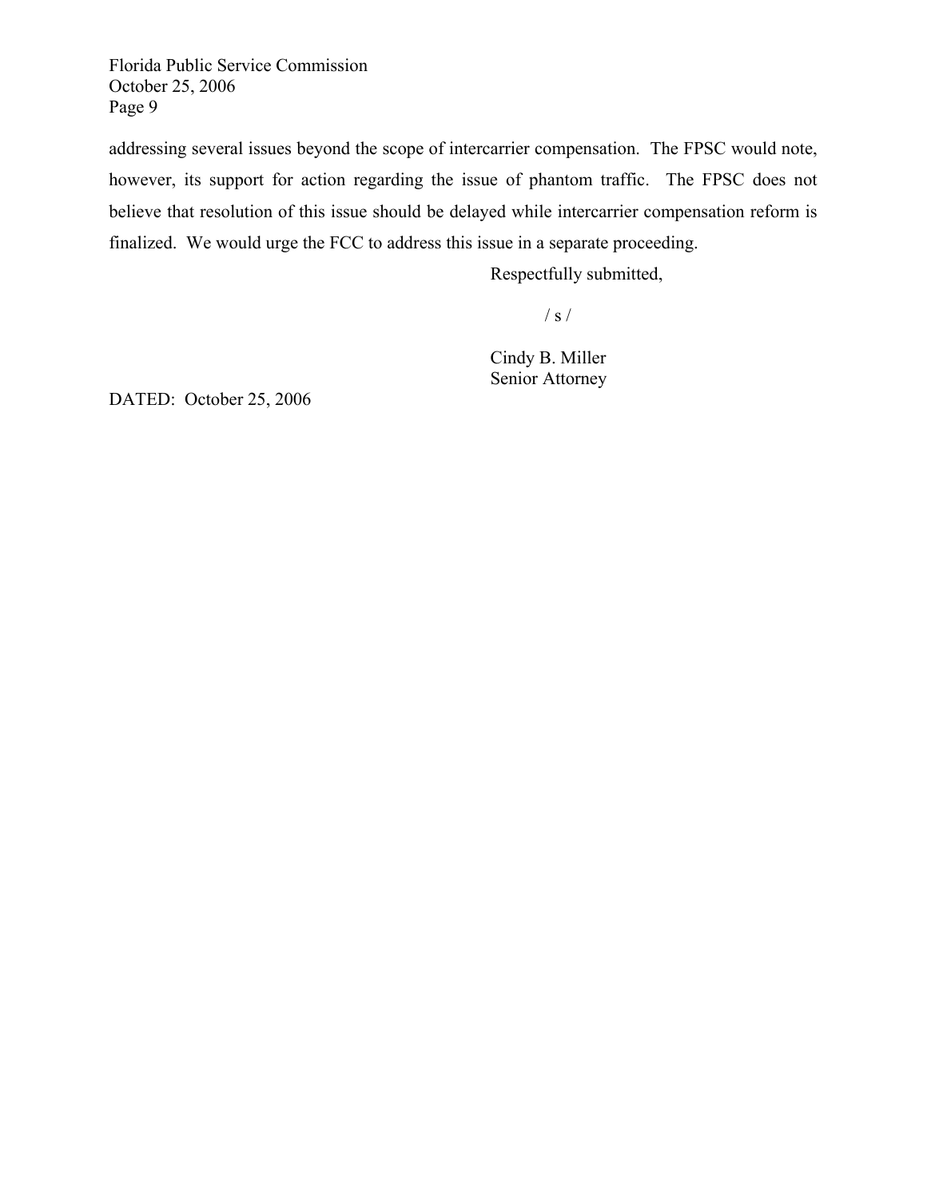addressing several issues beyond the scope of intercarrier compensation. The FPSC would note, however, its support for action regarding the issue of phantom traffic. The FPSC does not believe that resolution of this issue should be delayed while intercarrier compensation reform is finalized. We would urge the FCC to address this issue in a separate proceeding.

Respectfully submitted,

/ s /

Cindy B. Miller
Senior Attorney

DATED: October 25, 2006